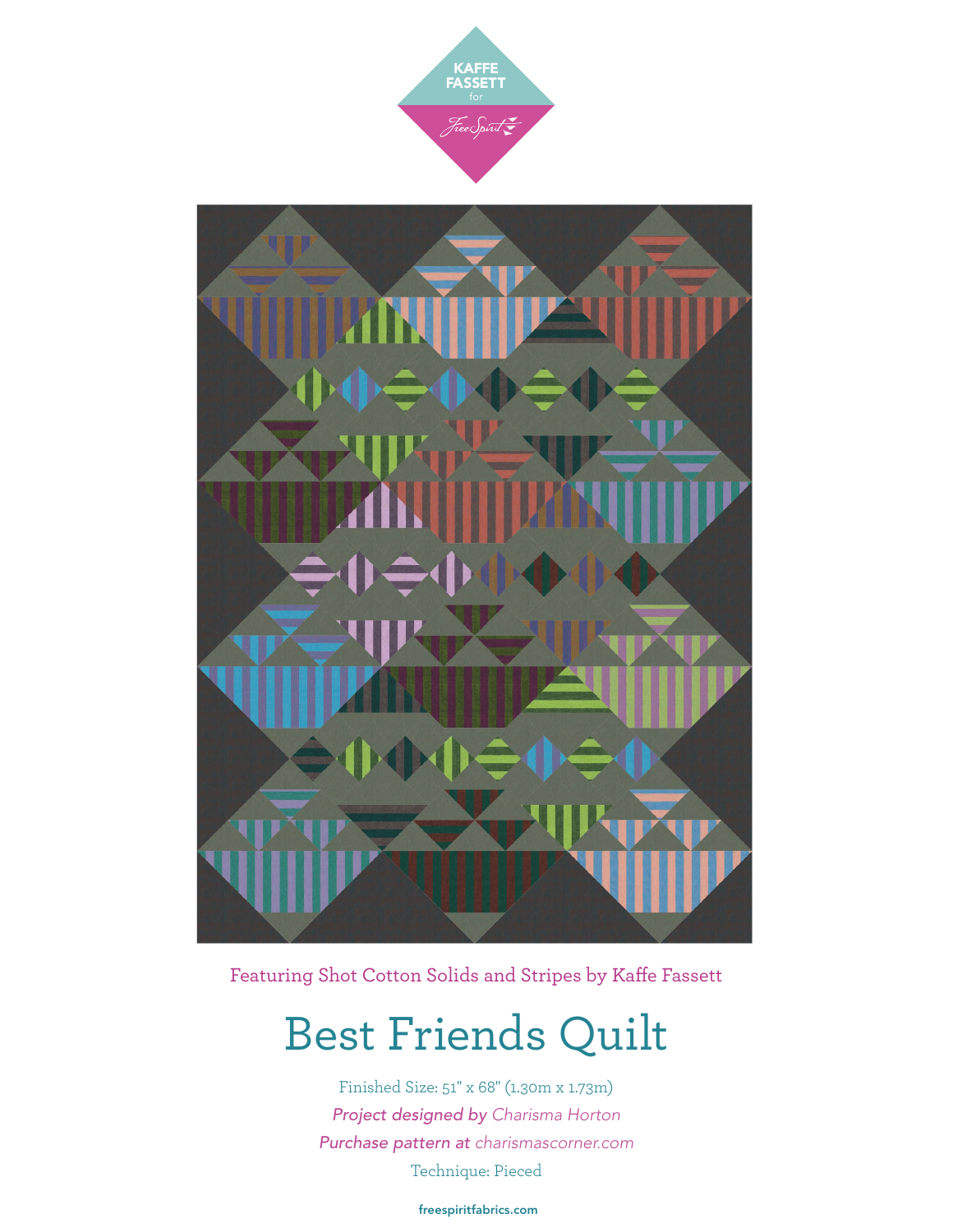KAFFE FASSETT for FreeSpirit

Featuring Shot Cotton Solids and Stripes by Kaffe Fassett

# Best Friends Quilt

Finished Size: 51" x 68" (1.30m x 1.73m)

***Project designed by*** *Charisma Horton*

***Purchase pattern at*** *charismascorner.com*

Technique: Pieced

**freespiritfabrics.com**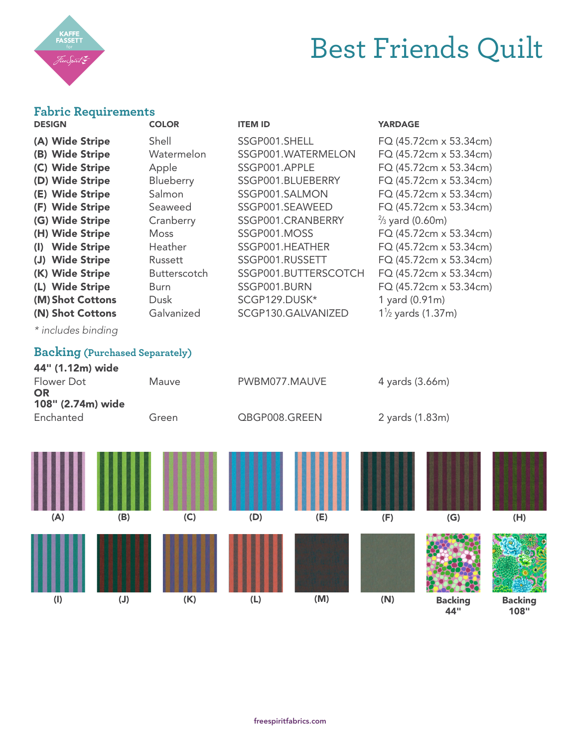# Best Friends Quilt

## Fabric Requirements

| DESIGN | COLOR | ITEM ID | YARDAGE |
|---|---|---|---|
| **(A) Wide Stripe** | Shell | SSGP001.SHELL | FQ (45.72cm x 53.34cm) |
| **(B) Wide Stripe** | Watermelon | SSGP001.WATERMELON | FQ (45.72cm x 53.34cm) |
| **(C) Wide Stripe** | Apple | SSGP001.APPLE | FQ (45.72cm x 53.34cm) |
| **(D) Wide Stripe** | Blueberry | SSGP001.BLUEBERRY | FQ (45.72cm x 53.34cm) |
| **(E) Wide Stripe** | Salmon | SSGP001.SALMON | FQ (45.72cm x 53.34cm) |
| **(F) Wide Stripe** | Seaweed | SSGP001.SEAWEED | FQ (45.72cm x 53.34cm) |
| **(G) Wide Stripe** | Cranberry | SSGP001.CRANBERRY | ⅔ yard (0.60m) |
| **(H) Wide Stripe** | Moss | SSGP001.MOSS | FQ (45.72cm x 53.34cm) |
| **(I) Wide Stripe** | Heather | SSGP001.HEATHER | FQ (45.72cm x 53.34cm) |
| **(J) Wide Stripe** | Russett | SSGP001.RUSSETT | FQ (45.72cm x 53.34cm) |
| **(K) Wide Stripe** | Butterscotch | SSGP001.BUTTERSCOTCH | FQ (45.72cm x 53.34cm) |
| **(L) Wide Stripe** | Burn | SSGP001.BURN | FQ (45.72cm x 53.34cm) |
| **(M) Shot Cottons** | Dusk | SCGP129.DUSK* | 1 yard (0.91m) |
| **(N) Shot Cottons** | Galvanized | SCGP130.GALVANIZED | 1½ yards (1.37m) |

*\* includes binding*

## Backing (Purchased Separately)

| | | | |
|---|---|---|---|
| **44" (1.12m) wide** | | | |
| Flower Dot | Mauve | PWBM077.MAUVE | 4 yards (3.66m) |
| **OR** | | | |
| **108" (2.74m) wide** | | | |
| Enchanted | Green | QBGP008.GREEN | 2 yards (1.83m) |

(A) (B) (C) (D) (E) (F) (G) (H)

(I) (J) (K) (L) (M) (N) Backing 44" Backing 108"

freespiritfabrics.com